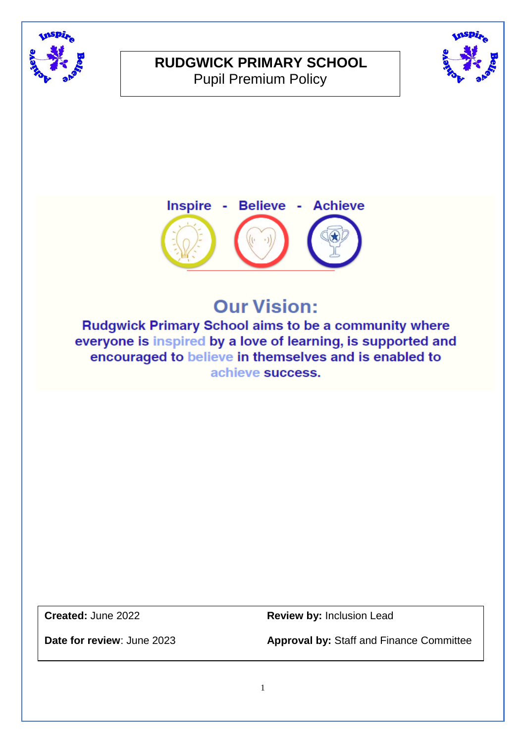# RUDGWICK PRIMARY SCHOOL

Pupil Premium Policy

Inspire - Believe - Achieve

## Our Vision:

**Rudgwick Primary School aims to be a community where everyone is inspired by a love of learning, is supported and encouraged to believe in themselves and is enabled to achieve success.**

| **Created:** June 2022 | **Review by:** Inclusion Lead |
|---|---|
| **Date for review**: June 2023 | **Approval by:** Staff and Finance Committee |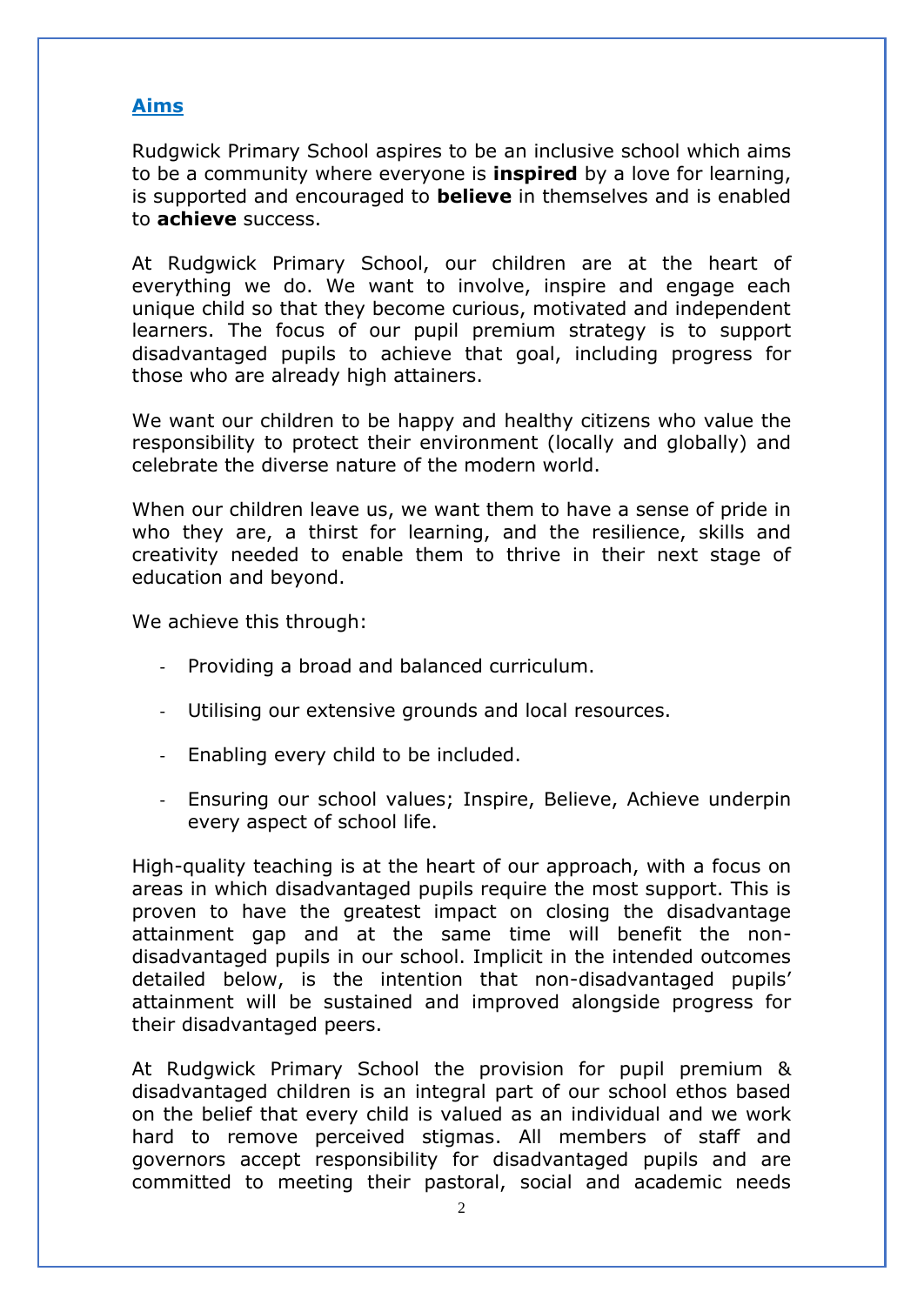## Aims

Rudgwick Primary School aspires to be an inclusive school which aims to be a community where everyone is **inspired** by a love for learning, is supported and encouraged to **believe** in themselves and is enabled to **achieve** success.

At Rudgwick Primary School, our children are at the heart of everything we do. We want to involve, inspire and engage each unique child so that they become curious, motivated and independent learners. The focus of our pupil premium strategy is to support disadvantaged pupils to achieve that goal, including progress for those who are already high attainers.

We want our children to be happy and healthy citizens who value the responsibility to protect their environment (locally and globally) and celebrate the diverse nature of the modern world.

When our children leave us, we want them to have a sense of pride in who they are, a thirst for learning, and the resilience, skills and creativity needed to enable them to thrive in their next stage of education and beyond.

We achieve this through:

- Providing a broad and balanced curriculum.
- Utilising our extensive grounds and local resources.
- Enabling every child to be included.
- Ensuring our school values; Inspire, Believe, Achieve underpin every aspect of school life.

High-quality teaching is at the heart of our approach, with a focus on areas in which disadvantaged pupils require the most support. This is proven to have the greatest impact on closing the disadvantage attainment gap and at the same time will benefit the non-disadvantaged pupils in our school. Implicit in the intended outcomes detailed below, is the intention that non-disadvantaged pupils' attainment will be sustained and improved alongside progress for their disadvantaged peers.

At Rudgwick Primary School the provision for pupil premium & disadvantaged children is an integral part of our school ethos based on the belief that every child is valued as an individual and we work hard to remove perceived stigmas. All members of staff and governors accept responsibility for disadvantaged pupils and are committed to meeting their pastoral, social and academic needs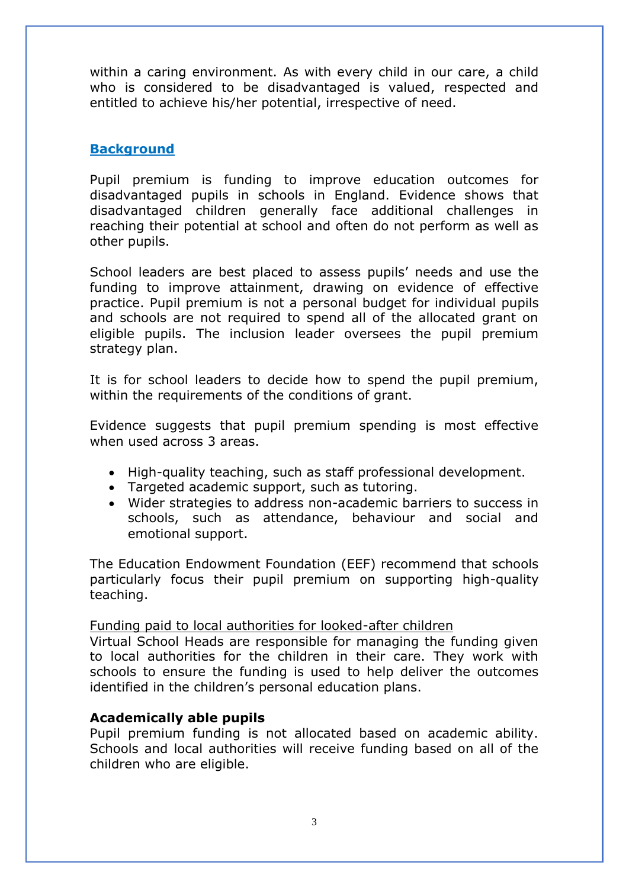within a caring environment. As with every child in our care, a child who is considered to be disadvantaged is valued, respected and entitled to achieve his/her potential, irrespective of need.

## Background

Pupil premium is funding to improve education outcomes for disadvantaged pupils in schools in England. Evidence shows that disadvantaged children generally face additional challenges in reaching their potential at school and often do not perform as well as other pupils.

School leaders are best placed to assess pupils' needs and use the funding to improve attainment, drawing on evidence of effective practice. Pupil premium is not a personal budget for individual pupils and schools are not required to spend all of the allocated grant on eligible pupils. The inclusion leader oversees the pupil premium strategy plan.

It is for school leaders to decide how to spend the pupil premium, within the requirements of the conditions of grant.

Evidence suggests that pupil premium spending is most effective when used across 3 areas.

- High-quality teaching, such as staff professional development.
- Targeted academic support, such as tutoring.
- Wider strategies to address non-academic barriers to success in schools, such as attendance, behaviour and social and emotional support.

The Education Endowment Foundation (EEF) recommend that schools particularly focus their pupil premium on supporting high-quality teaching.

Funding paid to local authorities for looked-after children

Virtual School Heads are responsible for managing the funding given to local authorities for the children in their care. They work with schools to ensure the funding is used to help deliver the outcomes identified in the children's personal education plans.

**Academically able pupils**

Pupil premium funding is not allocated based on academic ability. Schools and local authorities will receive funding based on all of the children who are eligible.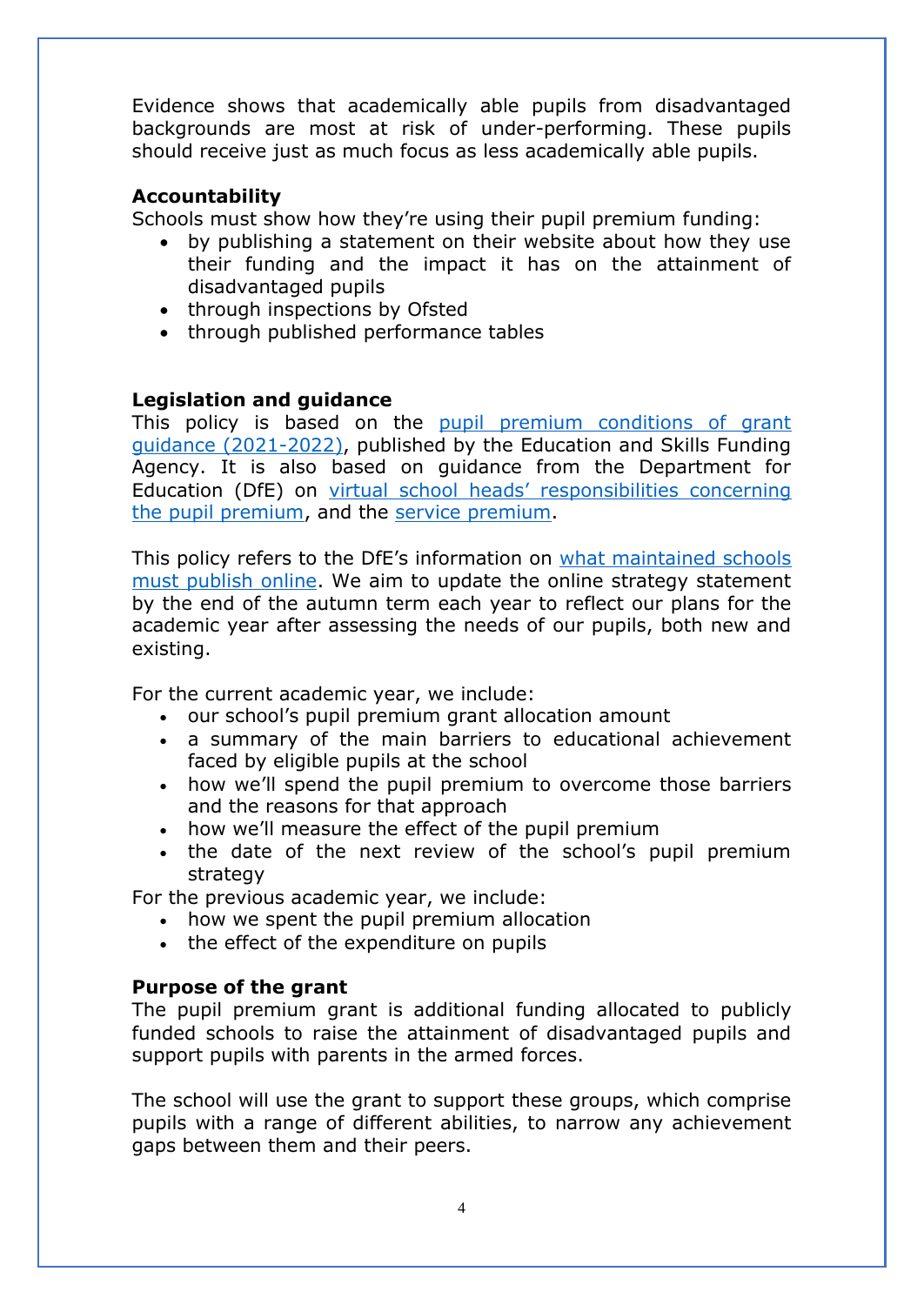Evidence shows that academically able pupils from disadvantaged backgrounds are most at risk of under-performing. These pupils should receive just as much focus as less academically able pupils.

**Accountability**

Schools must show how they're using their pupil premium funding:

- by publishing a statement on their website about how they use their funding and the impact it has on the attainment of disadvantaged pupils
- through inspections by Ofsted
- through published performance tables

**Legislation and guidance**

This policy is based on the pupil premium conditions of grant guidance (2021-2022), published by the Education and Skills Funding Agency. It is also based on guidance from the Department for Education (DfE) on virtual school heads' responsibilities concerning the pupil premium, and the service premium.

This policy refers to the DfE's information on what maintained schools must publish online. We aim to update the online strategy statement by the end of the autumn term each year to reflect our plans for the academic year after assessing the needs of our pupils, both new and existing.

For the current academic year, we include:

- our school's pupil premium grant allocation amount
- a summary of the main barriers to educational achievement faced by eligible pupils at the school
- how we'll spend the pupil premium to overcome those barriers and the reasons for that approach
- how we'll measure the effect of the pupil premium
- the date of the next review of the school's pupil premium strategy

For the previous academic year, we include:

- how we spent the pupil premium allocation
- the effect of the expenditure on pupils

**Purpose of the grant**

The pupil premium grant is additional funding allocated to publicly funded schools to raise the attainment of disadvantaged pupils and support pupils with parents in the armed forces.

The school will use the grant to support these groups, which comprise pupils with a range of different abilities, to narrow any achievement gaps between them and their peers.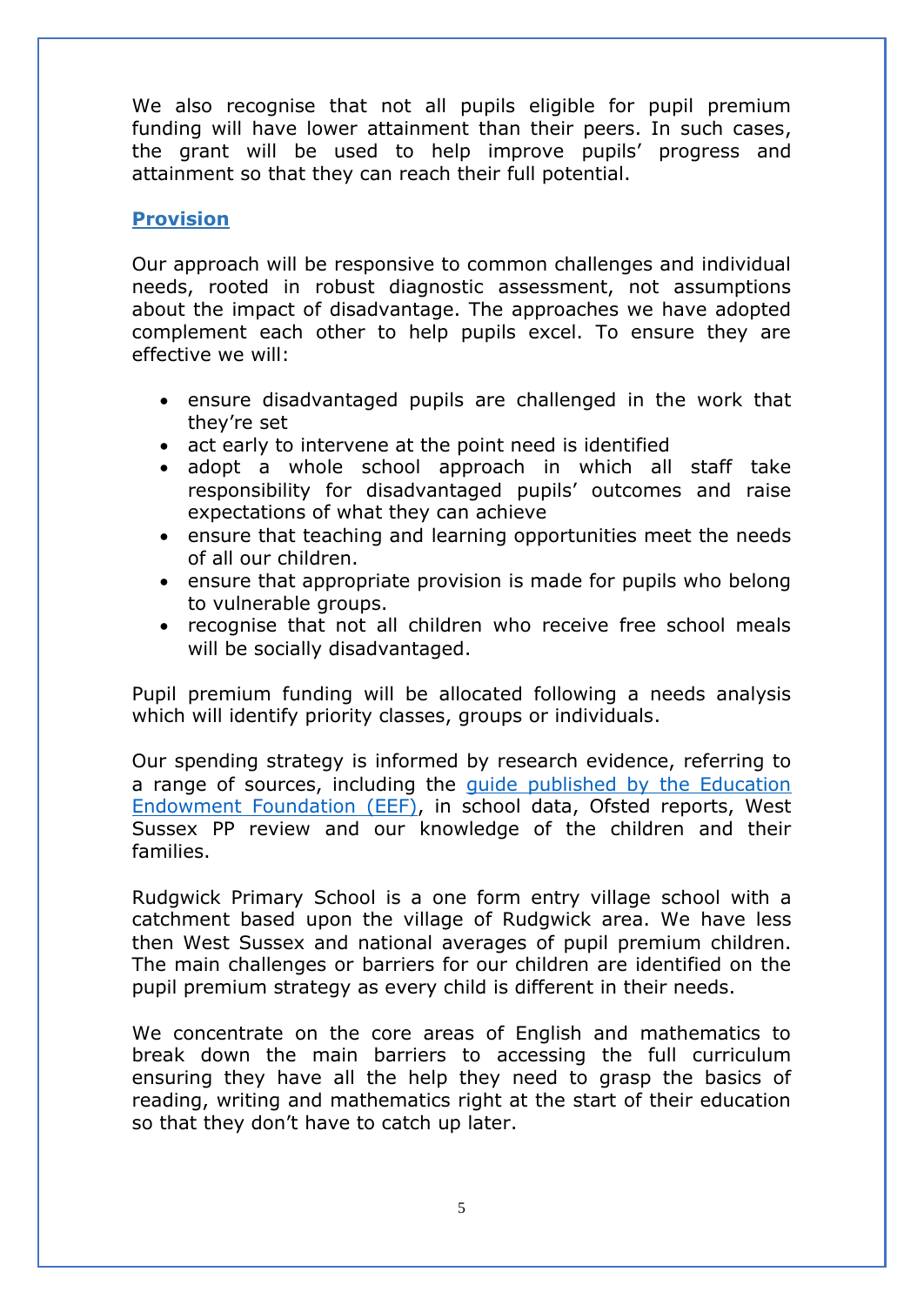We also recognise that not all pupils eligible for pupil premium funding will have lower attainment than their peers. In such cases, the grant will be used to help improve pupils' progress and attainment so that they can reach their full potential.

## Provision

Our approach will be responsive to common challenges and individual needs, rooted in robust diagnostic assessment, not assumptions about the impact of disadvantage. The approaches we have adopted complement each other to help pupils excel. To ensure they are effective we will:

- ensure disadvantaged pupils are challenged in the work that they're set
- act early to intervene at the point need is identified
- adopt a whole school approach in which all staff take responsibility for disadvantaged pupils' outcomes and raise expectations of what they can achieve
- ensure that teaching and learning opportunities meet the needs of all our children.
- ensure that appropriate provision is made for pupils who belong to vulnerable groups.
- recognise that not all children who receive free school meals will be socially disadvantaged.

Pupil premium funding will be allocated following a needs analysis which will identify priority classes, groups or individuals.

Our spending strategy is informed by research evidence, referring to a range of sources, including the [guide published by the Education Endowment Foundation (EEF)](), in school data, Ofsted reports, West Sussex PP review and our knowledge of the children and their families.

Rudgwick Primary School is a one form entry village school with a catchment based upon the village of Rudgwick area. We have less then West Sussex and national averages of pupil premium children. The main challenges or barriers for our children are identified on the pupil premium strategy as every child is different in their needs.

We concentrate on the core areas of English and mathematics to break down the main barriers to accessing the full curriculum ensuring they have all the help they need to grasp the basics of reading, writing and mathematics right at the start of their education so that they don't have to catch up later.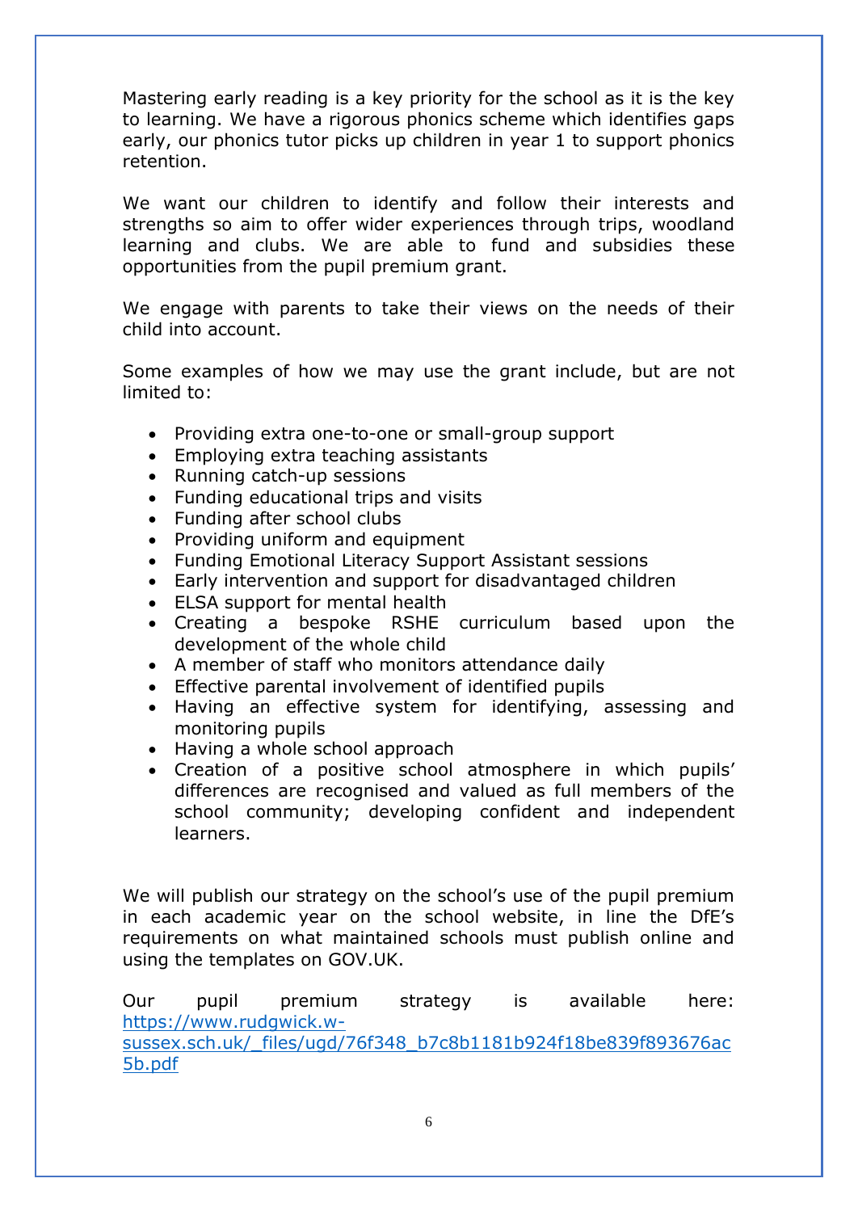Mastering early reading is a key priority for the school as it is the key to learning. We have a rigorous phonics scheme which identifies gaps early, our phonics tutor picks up children in year 1 to support phonics retention.

We want our children to identify and follow their interests and strengths so aim to offer wider experiences through trips, woodland learning and clubs. We are able to fund and subsidies these opportunities from the pupil premium grant.

We engage with parents to take their views on the needs of their child into account.

Some examples of how we may use the grant include, but are not limited to:

- Providing extra one-to-one or small-group support
- Employing extra teaching assistants
- Running catch-up sessions
- Funding educational trips and visits
- Funding after school clubs
- Providing uniform and equipment
- Funding Emotional Literacy Support Assistant sessions
- Early intervention and support for disadvantaged children
- ELSA support for mental health
- Creating a bespoke RSHE curriculum based upon the development of the whole child
- A member of staff who monitors attendance daily
- Effective parental involvement of identified pupils
- Having an effective system for identifying, assessing and monitoring pupils
- Having a whole school approach
- Creation of a positive school atmosphere in which pupils' differences are recognised and valued as full members of the school community; developing confident and independent learners.

We will publish our strategy on the school's use of the pupil premium in each academic year on the school website, in line the DfE's requirements on what maintained schools must publish online and using the templates on GOV.UK.

Our pupil premium strategy is available here: [https://www.rudgwick.w-sussex.sch.uk/_files/ugd/76f348_b7c8b1181b924f18be839f893676ac5b.pdf](https://www.rudgwick.w-sussex.sch.uk/_files/ugd/76f348_b7c8b1181b924f18be839f893676ac5b.pdf)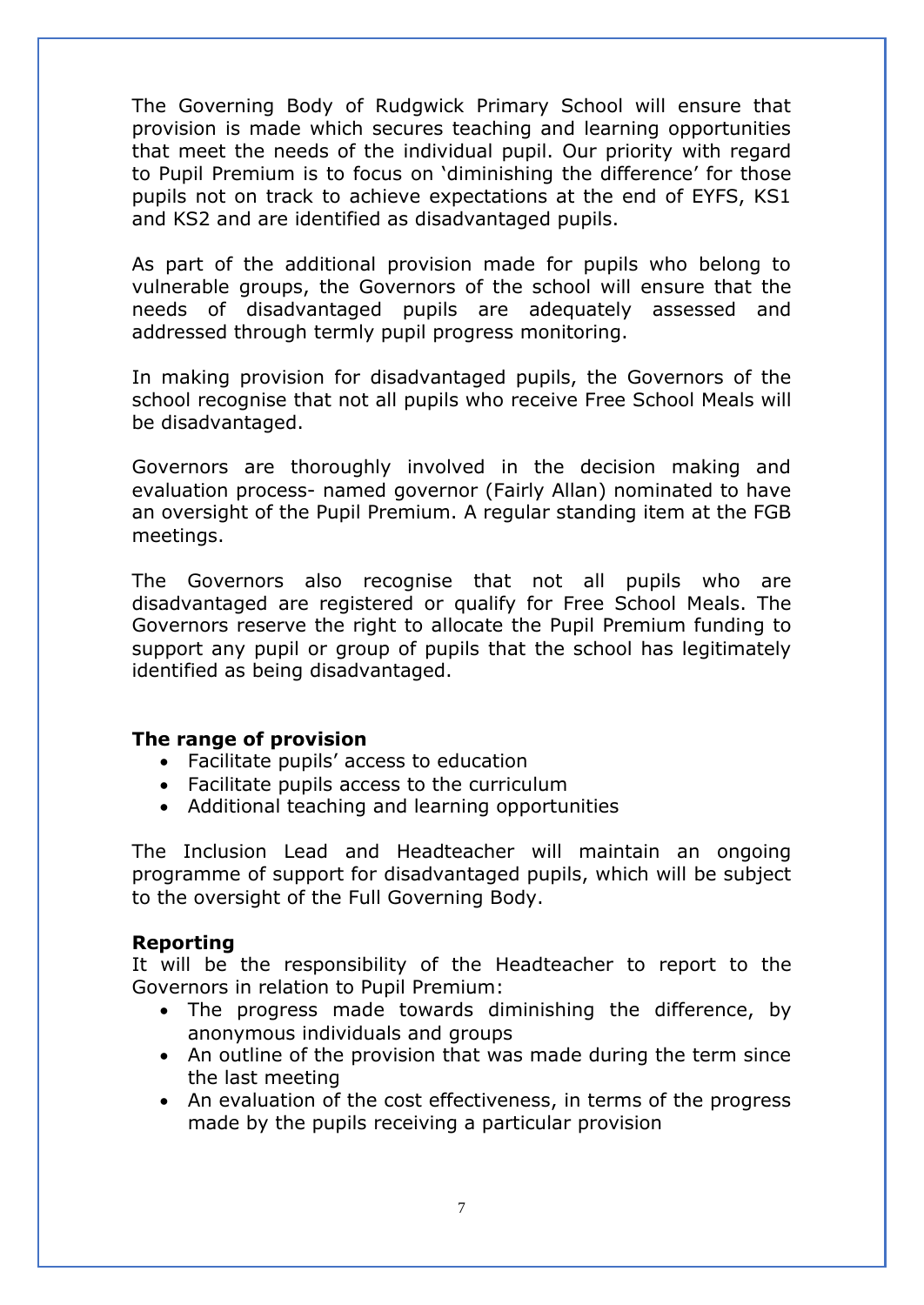The Governing Body of Rudgwick Primary School will ensure that provision is made which secures teaching and learning opportunities that meet the needs of the individual pupil. Our priority with regard to Pupil Premium is to focus on 'diminishing the difference' for those pupils not on track to achieve expectations at the end of EYFS, KS1 and KS2 and are identified as disadvantaged pupils.

As part of the additional provision made for pupils who belong to vulnerable groups, the Governors of the school will ensure that the needs of disadvantaged pupils are adequately assessed and addressed through termly pupil progress monitoring.

In making provision for disadvantaged pupils, the Governors of the school recognise that not all pupils who receive Free School Meals will be disadvantaged.

Governors are thoroughly involved in the decision making and evaluation process- named governor (Fairly Allan) nominated to have an oversight of the Pupil Premium. A regular standing item at the FGB meetings.

The Governors also recognise that not all pupils who are disadvantaged are registered or qualify for Free School Meals. The Governors reserve the right to allocate the Pupil Premium funding to support any pupil or group of pupils that the school has legitimately identified as being disadvantaged.

**The range of provision**

- Facilitate pupils' access to education
- Facilitate pupils access to the curriculum
- Additional teaching and learning opportunities

The Inclusion Lead and Headteacher will maintain an ongoing programme of support for disadvantaged pupils, which will be subject to the oversight of the Full Governing Body.

**Reporting**

It will be the responsibility of the Headteacher to report to the Governors in relation to Pupil Premium:

- The progress made towards diminishing the difference, by anonymous individuals and groups
- An outline of the provision that was made during the term since the last meeting
- An evaluation of the cost effectiveness, in terms of the progress made by the pupils receiving a particular provision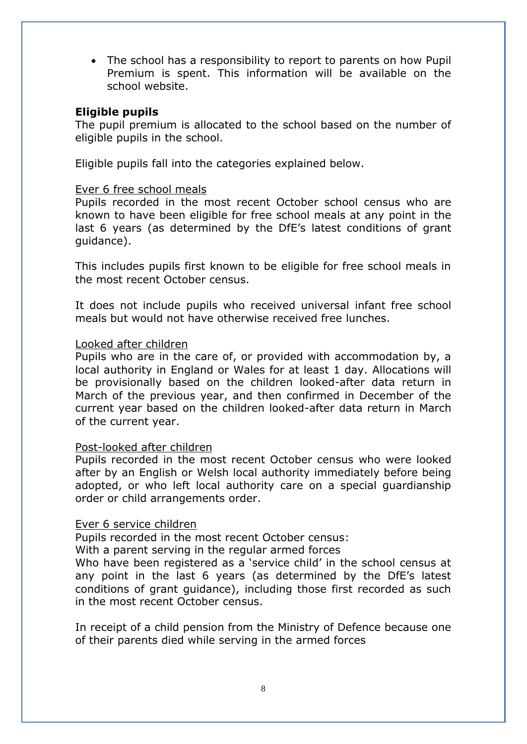- The school has a responsibility to report to parents on how Pupil Premium is spent. This information will be available on the school website.

**Eligible pupils**

The pupil premium is allocated to the school based on the number of eligible pupils in the school.

Eligible pupils fall into the categories explained below.

<u>Ever 6 free school meals</u>

Pupils recorded in the most recent October school census who are known to have been eligible for free school meals at any point in the last 6 years (as determined by the DfE's latest conditions of grant guidance).

This includes pupils first known to be eligible for free school meals in the most recent October census.

It does not include pupils who received universal infant free school meals but would not have otherwise received free lunches.

<u>Looked after children</u>

Pupils who are in the care of, or provided with accommodation by, a local authority in England or Wales for at least 1 day. Allocations will be provisionally based on the children looked-after data return in March of the previous year, and then confirmed in December of the current year based on the children looked-after data return in March of the current year.

<u>Post-looked after children</u>

Pupils recorded in the most recent October census who were looked after by an English or Welsh local authority immediately before being adopted, or who left local authority care on a special guardianship order or child arrangements order.

<u>Ever 6 service children</u>

Pupils recorded in the most recent October census:

With a parent serving in the regular armed forces

Who have been registered as a 'service child' in the school census at any point in the last 6 years (as determined by the DfE's latest conditions of grant guidance), including those first recorded as such in the most recent October census.

In receipt of a child pension from the Ministry of Defence because one of their parents died while serving in the armed forces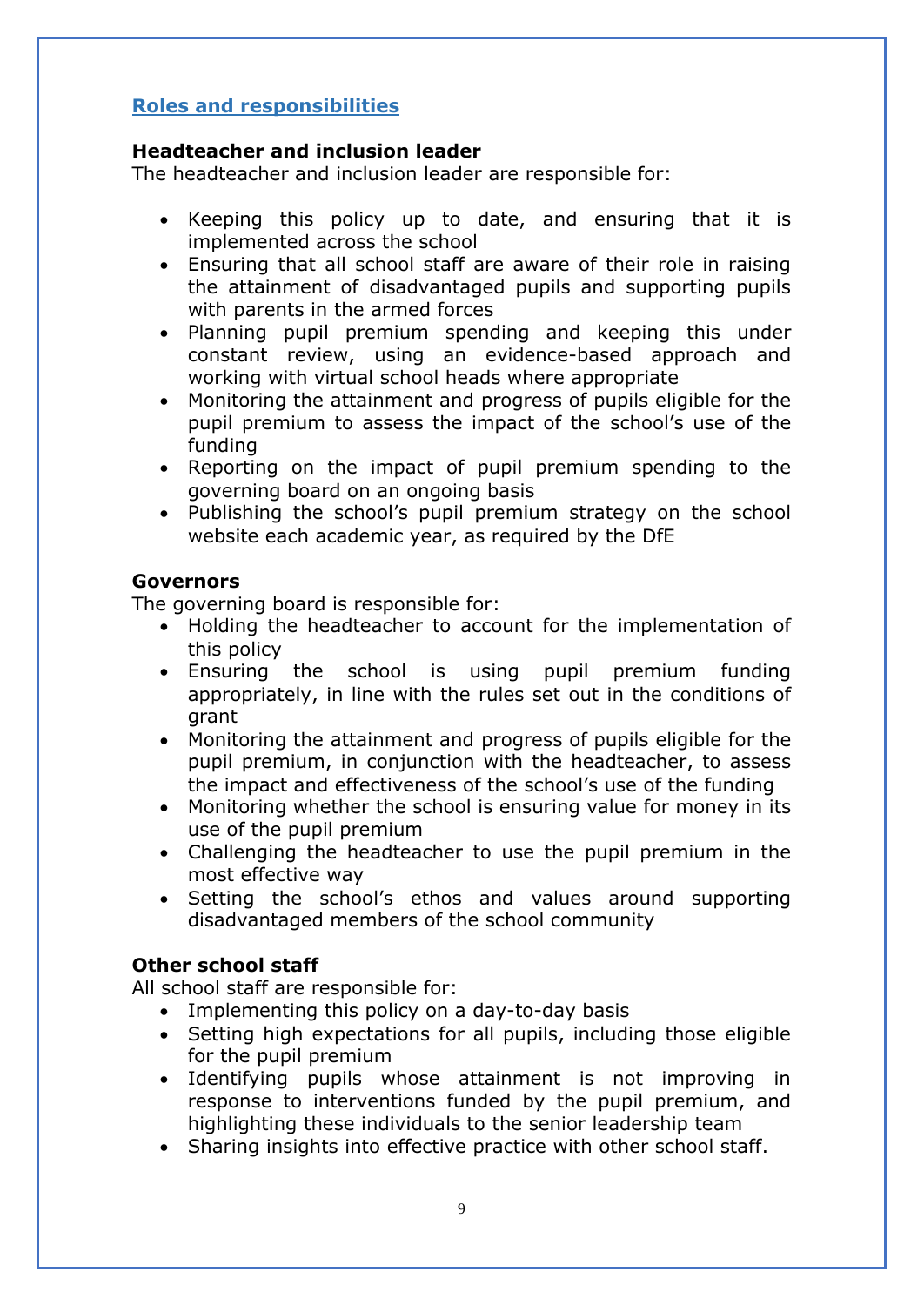## Roles and responsibilities

### Headteacher and inclusion leader

The headteacher and inclusion leader are responsible for:

- Keeping this policy up to date, and ensuring that it is implemented across the school
- Ensuring that all school staff are aware of their role in raising the attainment of disadvantaged pupils and supporting pupils with parents in the armed forces
- Planning pupil premium spending and keeping this under constant review, using an evidence-based approach and working with virtual school heads where appropriate
- Monitoring the attainment and progress of pupils eligible for the pupil premium to assess the impact of the school's use of the funding
- Reporting on the impact of pupil premium spending to the governing board on an ongoing basis
- Publishing the school's pupil premium strategy on the school website each academic year, as required by the DfE

### Governors

The governing board is responsible for:

- Holding the headteacher to account for the implementation of this policy
- Ensuring the school is using pupil premium funding appropriately, in line with the rules set out in the conditions of grant
- Monitoring the attainment and progress of pupils eligible for the pupil premium, in conjunction with the headteacher, to assess the impact and effectiveness of the school's use of the funding
- Monitoring whether the school is ensuring value for money in its use of the pupil premium
- Challenging the headteacher to use the pupil premium in the most effective way
- Setting the school's ethos and values around supporting disadvantaged members of the school community

### Other school staff

All school staff are responsible for:

- Implementing this policy on a day-to-day basis
- Setting high expectations for all pupils, including those eligible for the pupil premium
- Identifying pupils whose attainment is not improving in response to interventions funded by the pupil premium, and highlighting these individuals to the senior leadership team
- Sharing insights into effective practice with other school staff.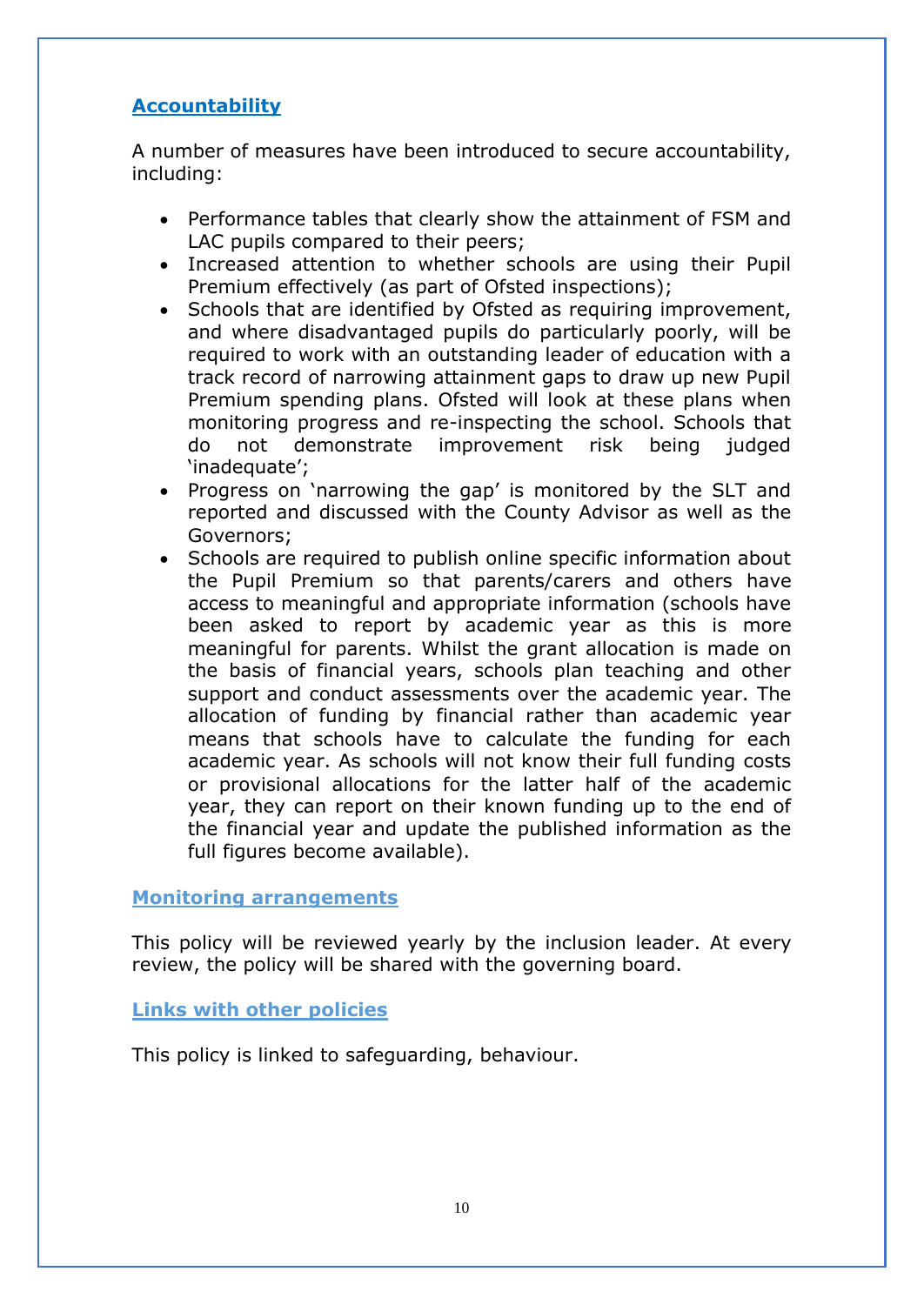## Accountability

A number of measures have been introduced to secure accountability, including:

- Performance tables that clearly show the attainment of FSM and LAC pupils compared to their peers;
- Increased attention to whether schools are using their Pupil Premium effectively (as part of Ofsted inspections);
- Schools that are identified by Ofsted as requiring improvement, and where disadvantaged pupils do particularly poorly, will be required to work with an outstanding leader of education with a track record of narrowing attainment gaps to draw up new Pupil Premium spending plans. Ofsted will look at these plans when monitoring progress and re-inspecting the school. Schools that do not demonstrate improvement risk being judged 'inadequate';
- Progress on 'narrowing the gap' is monitored by the SLT and reported and discussed with the County Advisor as well as the Governors;
- Schools are required to publish online specific information about the Pupil Premium so that parents/carers and others have access to meaningful and appropriate information (schools have been asked to report by academic year as this is more meaningful for parents. Whilst the grant allocation is made on the basis of financial years, schools plan teaching and other support and conduct assessments over the academic year. The allocation of funding by financial rather than academic year means that schools have to calculate the funding for each academic year. As schools will not know their full funding costs or provisional allocations for the latter half of the academic year, they can report on their known funding up to the end of the financial year and update the published information as the full figures become available).

## Monitoring arrangements

This policy will be reviewed yearly by the inclusion leader. At every review, the policy will be shared with the governing board.

## Links with other policies

This policy is linked to safeguarding, behaviour.